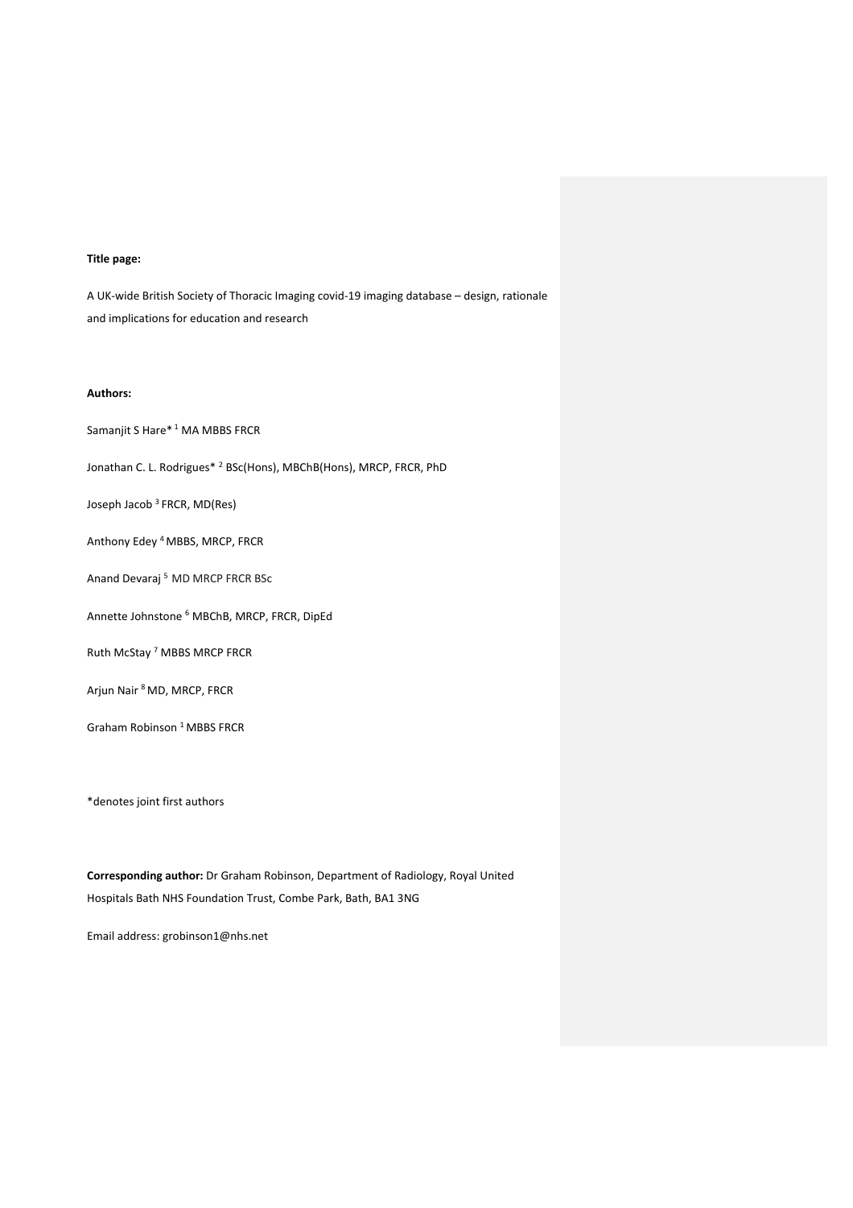**Title page:**

A UK-wide British Society of Thoracic Imaging covid-19 imaging database – design, rationale and implications for education and research

**Authors:**

Samanjit S Hare*[1] MA MBBS FRCR

Jonathan C. L. Rodrigues*[2] BSc(Hons), MBChB(Hons), MRCP, FRCR, PhD

Joseph Jacob[3] FRCR, MD(Res)

Anthony Edey[4] MBBS, MRCP, FRCR

Anand Devaraj[5] MD MRCP FRCR BSc

Annette Johnstone[6] MBChB, MRCP, FRCR, DipEd

Ruth McStay[7] MBBS MRCP FRCR

Arjun Nair[8] MD, MRCP, FRCR

Graham Robinson[1] MBBS FRCR

*denotes joint first authors

**Corresponding author:** Dr Graham Robinson, Department of Radiology, Royal United Hospitals Bath NHS Foundation Trust, Combe Park, Bath, BA1 3NG

Email address: grobinson1@nhs.net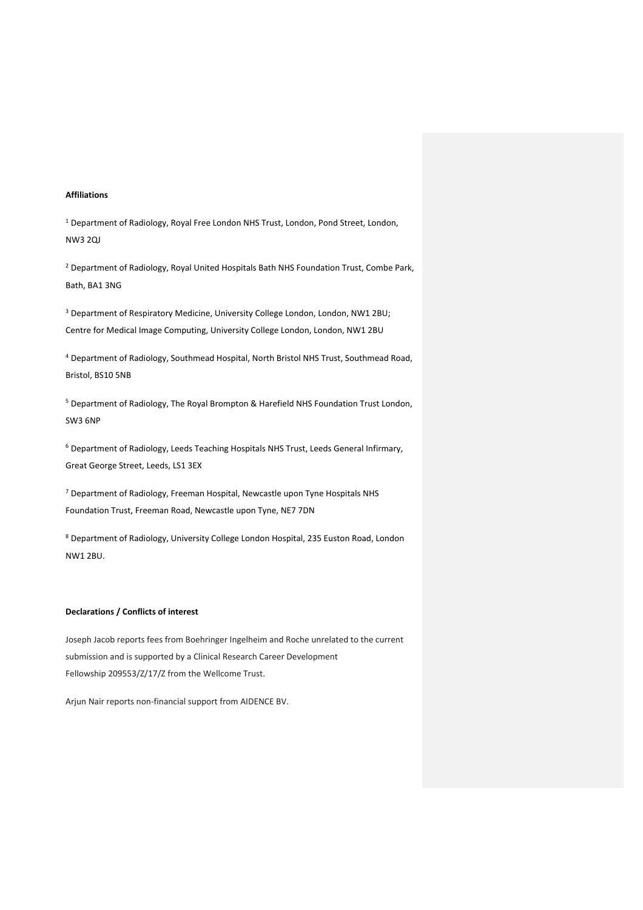**Affiliations**

[1] Department of Radiology, Royal Free London NHS Trust, London, Pond Street, London, NW3 2QJ

[2] Department of Radiology, Royal United Hospitals Bath NHS Foundation Trust, Combe Park, Bath, BA1 3NG

[3] Department of Respiratory Medicine, University College London, London, NW1 2BU; Centre for Medical Image Computing, University College London, London, NW1 2BU

[4] Department of Radiology, Southmead Hospital, North Bristol NHS Trust, Southmead Road, Bristol, BS10 5NB

[5] Department of Radiology, The Royal Brompton & Harefield NHS Foundation Trust London, SW3 6NP

[6] Department of Radiology, Leeds Teaching Hospitals NHS Trust, Leeds General Infirmary, Great George Street, Leeds, LS1 3EX

[7] Department of Radiology, Freeman Hospital, Newcastle upon Tyne Hospitals NHS Foundation Trust, Freeman Road, Newcastle upon Tyne, NE7 7DN

[8] Department of Radiology, University College London Hospital, 235 Euston Road, London NW1 2BU.

**Declarations / Conflicts of interest**

Joseph Jacob reports fees from Boehringer Ingelheim and Roche unrelated to the current submission and is supported by a Clinical Research Career Development Fellowship 209553/Z/17/Z from the Wellcome Trust.

Arjun Nair reports non-financial support from AIDENCE BV.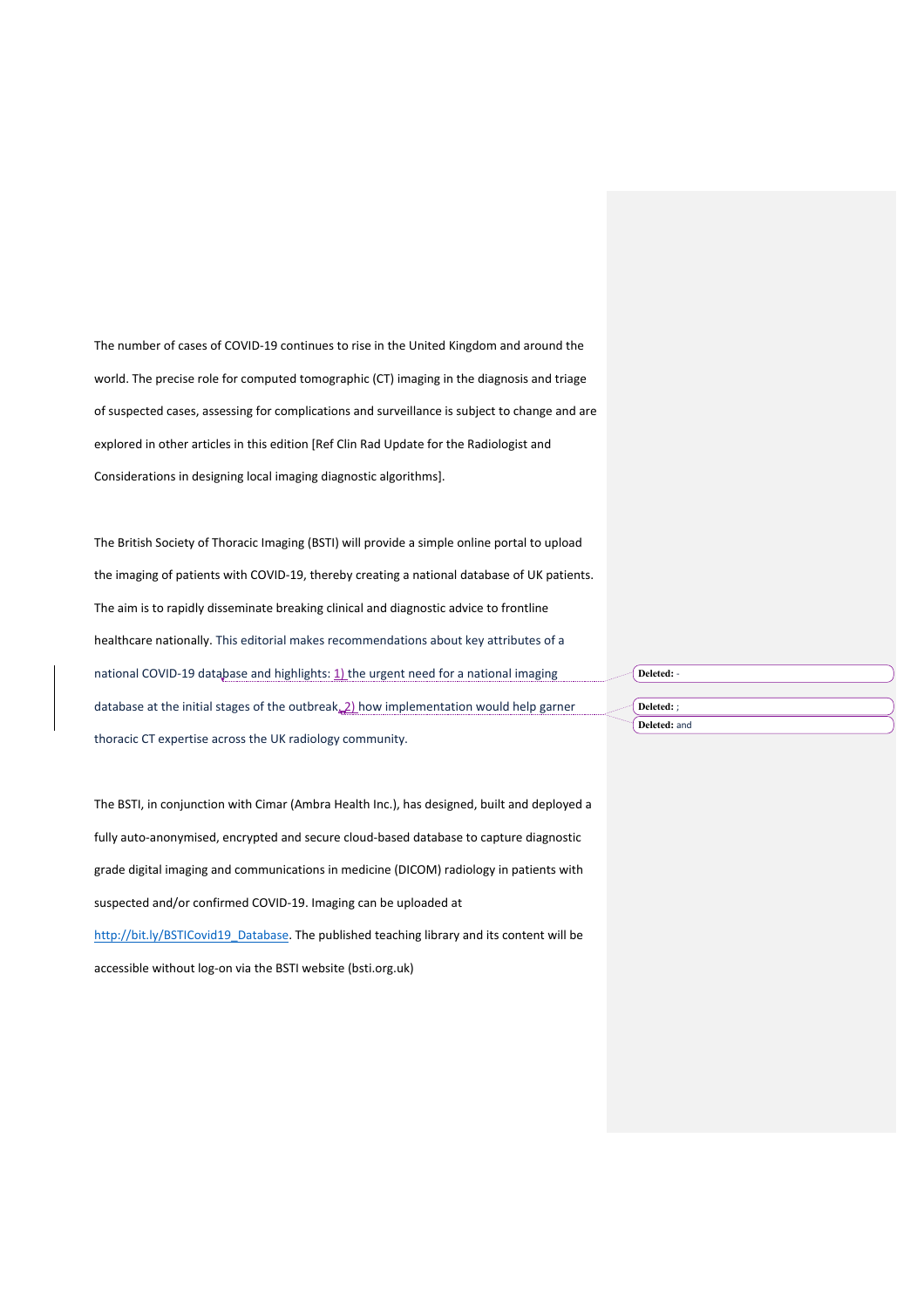The number of cases of COVID-19 continues to rise in the United Kingdom and around the world. The precise role for computed tomographic (CT) imaging in the diagnosis and triage of suspected cases, assessing for complications and surveillance is subject to change and are explored in other articles in this edition [Ref Clin Rad Update for the Radiologist and Considerations in designing local imaging diagnostic algorithms].

The British Society of Thoracic Imaging (BSTI) will provide a simple online portal to upload the imaging of patients with COVID-19, thereby creating a national database of UK patients. The aim is to rapidly disseminate breaking clinical and diagnostic advice to frontline healthcare nationally. This editorial makes recommendations about key attributes of a national COVID-19 database and highlights: 1) the urgent need for a national imaging database at the initial stages of the outbreak, 2) how implementation would help garner thoracic CT expertise across the UK radiology community.

The BSTI, in conjunction with Cimar (Ambra Health Inc.), has designed, built and deployed a fully auto-anonymised, encrypted and secure cloud-based database to capture diagnostic grade digital imaging and communications in medicine (DICOM) radiology in patients with suspected and/or confirmed COVID-19. Imaging can be uploaded at http://bit.ly/BSTICovid19_Database. The published teaching library and its content will be accessible without log-on via the BSTI website (bsti.org.uk)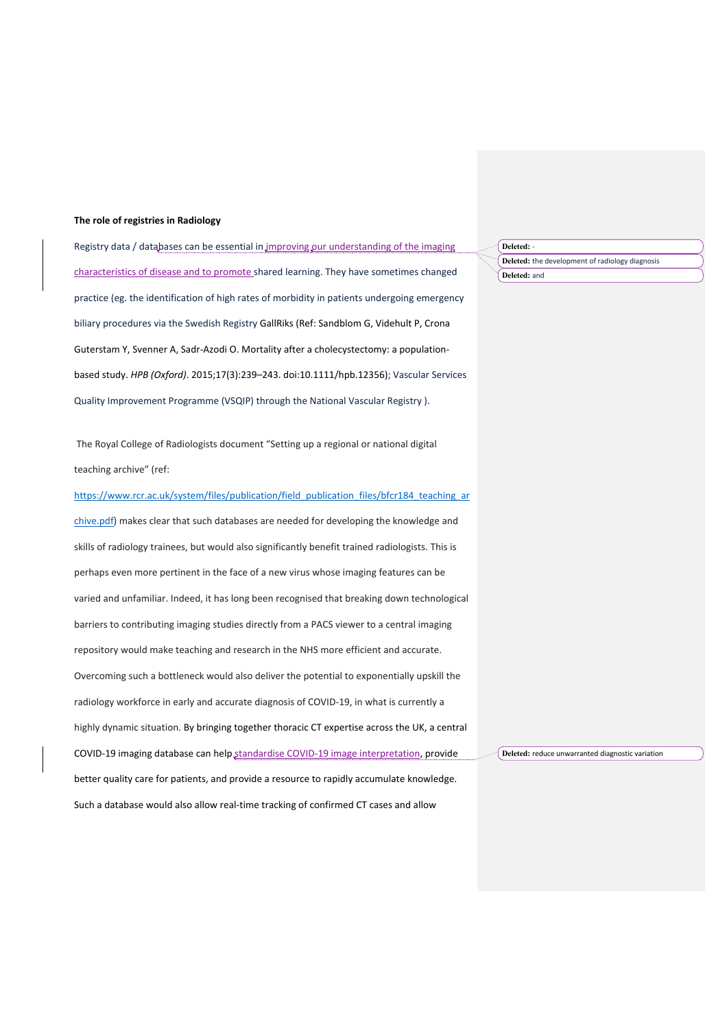**The role of registries in Radiology**

Registry data / databases can be essential in improving our understanding of the imaging characteristics of disease and to promote shared learning. They have sometimes changed practice (eg. the identification of high rates of morbidity in patients undergoing emergency biliary procedures via the Swedish Registry GallRiks (Ref: Sandblom G, Videhult P, Crona Guterstam Y, Svenner A, Sadr-Azodi O. Mortality after a cholecystectomy: a population-based study. *HPB (Oxford)*. 2015;17(3):239–243. doi:10.1111/hpb.12356); Vascular Services Quality Improvement Programme (VSQIP) through the National Vascular Registry ).

The Royal College of Radiologists document "Setting up a regional or national digital teaching archive" (ref: https://www.rcr.ac.uk/system/files/publication/field_publication_files/bfcr184_teaching_archive.pdf) makes clear that such databases are needed for developing the knowledge and skills of radiology trainees, but would also significantly benefit trained radiologists. This is perhaps even more pertinent in the face of a new virus whose imaging features can be varied and unfamiliar. Indeed, it has long been recognised that breaking down technological barriers to contributing imaging studies directly from a PACS viewer to a central imaging repository would make teaching and research in the NHS more efficient and accurate. Overcoming such a bottleneck would also deliver the potential to exponentially upskill the radiology workforce in early and accurate diagnosis of COVID-19, in what is currently a highly dynamic situation. By bringing together thoracic CT expertise across the UK, a central COVID-19 imaging database can help standardise COVID-19 image interpretation, provide better quality care for patients, and provide a resource to rapidly accumulate knowledge. Such a database would also allow real-time tracking of confirmed CT cases and allow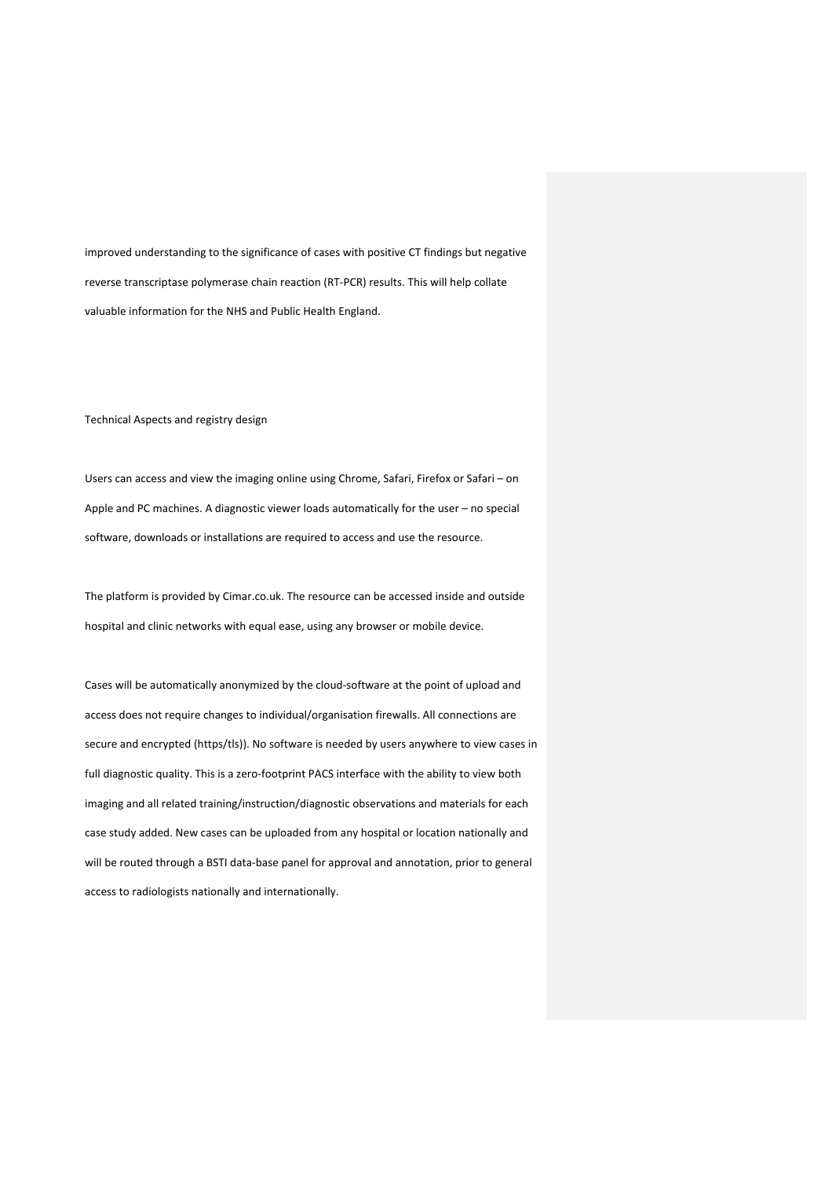improved understanding to the significance of cases with positive CT findings but negative reverse transcriptase polymerase chain reaction (RT-PCR) results. This will help collate valuable information for the NHS and Public Health England.

## Technical Aspects and registry design

Users can access and view the imaging online using Chrome, Safari, Firefox or Safari – on Apple and PC machines. A diagnostic viewer loads automatically for the user – no special software, downloads or installations are required to access and use the resource.

The platform is provided by Cimar.co.uk. The resource can be accessed inside and outside hospital and clinic networks with equal ease, using any browser or mobile device.

Cases will be automatically anonymized by the cloud-software at the point of upload and access does not require changes to individual/organisation firewalls. All connections are secure and encrypted (https/tls)). No software is needed by users anywhere to view cases in full diagnostic quality. This is a zero-footprint PACS interface with the ability to view both imaging and all related training/instruction/diagnostic observations and materials for each case study added. New cases can be uploaded from any hospital or location nationally and will be routed through a BSTI data-base panel for approval and annotation, prior to general access to radiologists nationally and internationally.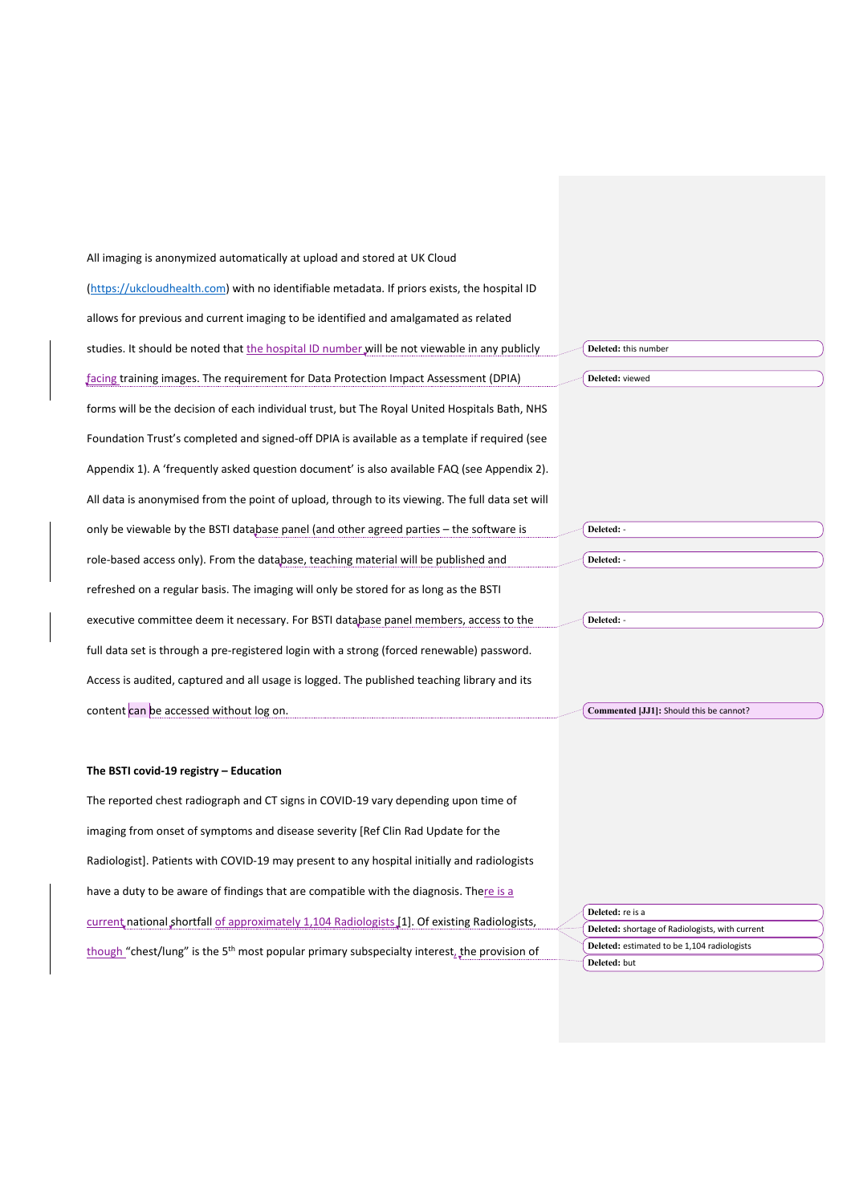All imaging is anonymized automatically at upload and stored at UK Cloud (https://ukcloudhealth.com) with no identifiable metadata. If priors exists, the hospital ID allows for previous and current imaging to be identified and amalgamated as related studies. It should be noted that the hospital ID number will be not viewable in any publicly facing training images. The requirement for Data Protection Impact Assessment (DPIA) forms will be the decision of each individual trust, but The Royal United Hospitals Bath, NHS Foundation Trust's completed and signed-off DPIA is available as a template if required (see Appendix 1). A 'frequently asked question document' is also available FAQ (see Appendix 2). All data is anonymised from the point of upload, through to its viewing. The full data set will only be viewable by the BSTI database panel (and other agreed parties – the software is role-based access only). From the database, teaching material will be published and refreshed on a regular basis. The imaging will only be stored for as long as the BSTI executive committee deem it necessary. For BSTI database panel members, access to the full data set is through a pre-registered login with a strong (forced renewable) password. Access is audited, captured and all usage is logged. The published teaching library and its content can be accessed without log on.

**The BSTI covid-19 registry – Education**

The reported chest radiograph and CT signs in COVID-19 vary depending upon time of imaging from onset of symptoms and disease severity [Ref Clin Rad Update for the Radiologist]. Patients with COVID-19 may present to any hospital initially and radiologists have a duty to be aware of findings that are compatible with the diagnosis. There is a current national shortfall of approximately 1,104 Radiologists [1]. Of existing Radiologists, though "chest/lung" is the 5th most popular primary subspecialty interest, the provision of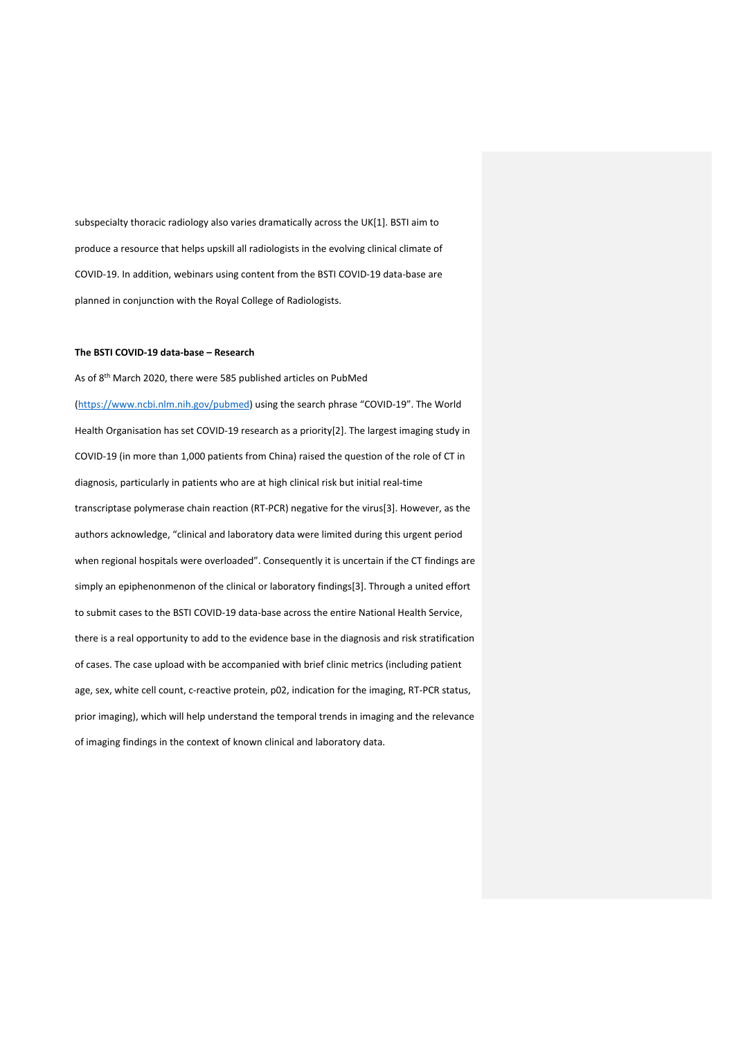subspecialty thoracic radiology also varies dramatically across the UK[1]. BSTI aim to produce a resource that helps upskill all radiologists in the evolving clinical climate of COVID-19. In addition, webinars using content from the BSTI COVID-19 data-base are planned in conjunction with the Royal College of Radiologists.

**The BSTI COVID-19 data-base – Research**

As of 8th March 2020, there were 585 published articles on PubMed (https://www.ncbi.nlm.nih.gov/pubmed) using the search phrase "COVID-19". The World Health Organisation has set COVID-19 research as a priority[2]. The largest imaging study in COVID-19 (in more than 1,000 patients from China) raised the question of the role of CT in diagnosis, particularly in patients who are at high clinical risk but initial real-time transcriptase polymerase chain reaction (RT-PCR) negative for the virus[3]. However, as the authors acknowledge, "clinical and laboratory data were limited during this urgent period when regional hospitals were overloaded". Consequently it is uncertain if the CT findings are simply an epiphenonmenon of the clinical or laboratory findings[3]. Through a united effort to submit cases to the BSTI COVID-19 data-base across the entire National Health Service, there is a real opportunity to add to the evidence base in the diagnosis and risk stratification of cases. The case upload with be accompanied with brief clinic metrics (including patient age, sex, white cell count, c-reactive protein, p02, indication for the imaging, RT-PCR status, prior imaging), which will help understand the temporal trends in imaging and the relevance of imaging findings in the context of known clinical and laboratory data.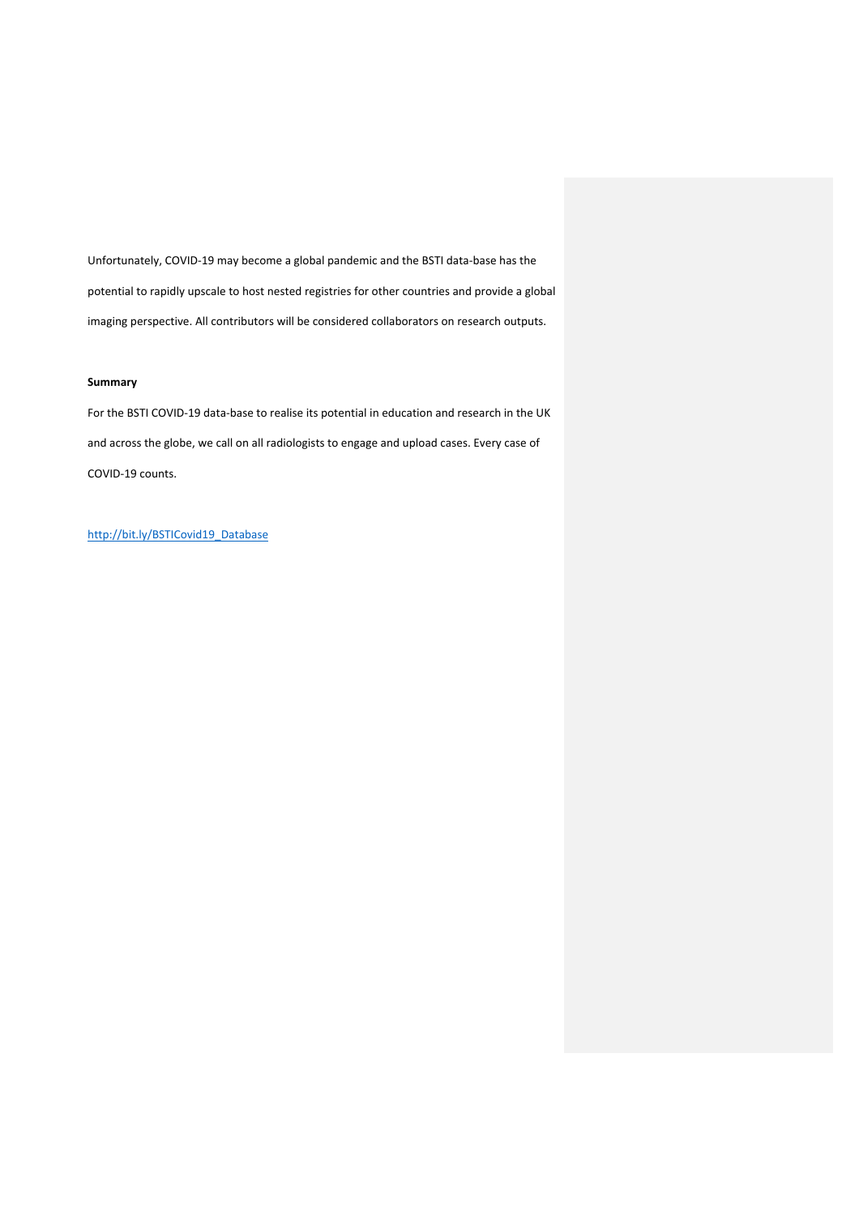Unfortunately, COVID-19 may become a global pandemic and the BSTI data-base has the potential to rapidly upscale to host nested registries for other countries and provide a global imaging perspective. All contributors will be considered collaborators on research outputs.

**Summary**

For the BSTI COVID-19 data-base to realise its potential in education and research in the UK and across the globe, we call on all radiologists to engage and upload cases. Every case of COVID-19 counts.

http://bit.ly/BSTICovid19_Database